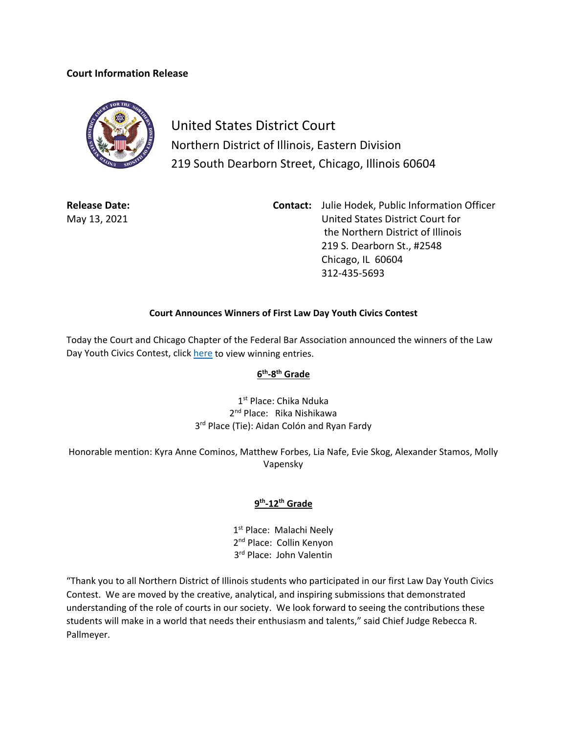**Court Information Release**

United States District Court
Northern District of Illinois, Eastern Division
219 South Dearborn Street, Chicago, Illinois 60604

**Release Date:**
May 13, 2021

**Contact:** Julie Hodek, Public Information Officer
United States District Court for
the Northern District of Illinois
219 S. Dearborn St., #2548
Chicago, IL 60604
312-435-5693

**Court Announces Winners of First Law Day Youth Civics Contest**

Today the Court and Chicago Chapter of the Federal Bar Association announced the winners of the Law Day Youth Civics Contest, click here to view winning entries.

**6th-8th Grade**

1st Place: Chika Nduka
2nd Place: Rika Nishikawa
3rd Place (Tie): Aidan Colón and Ryan Fardy

Honorable mention: Kyra Anne Cominos, Matthew Forbes, Lia Nafe, Evie Skog, Alexander Stamos, Molly Vapensky

**9th-12th Grade**

1st Place: Malachi Neely
2nd Place: Collin Kenyon
3rd Place: John Valentin

"Thank you to all Northern District of Illinois students who participated in our first Law Day Youth Civics Contest. We are moved by the creative, analytical, and inspiring submissions that demonstrated understanding of the role of courts in our society. We look forward to seeing the contributions these students will make in a world that needs their enthusiasm and talents," said Chief Judge Rebecca R. Pallmeyer.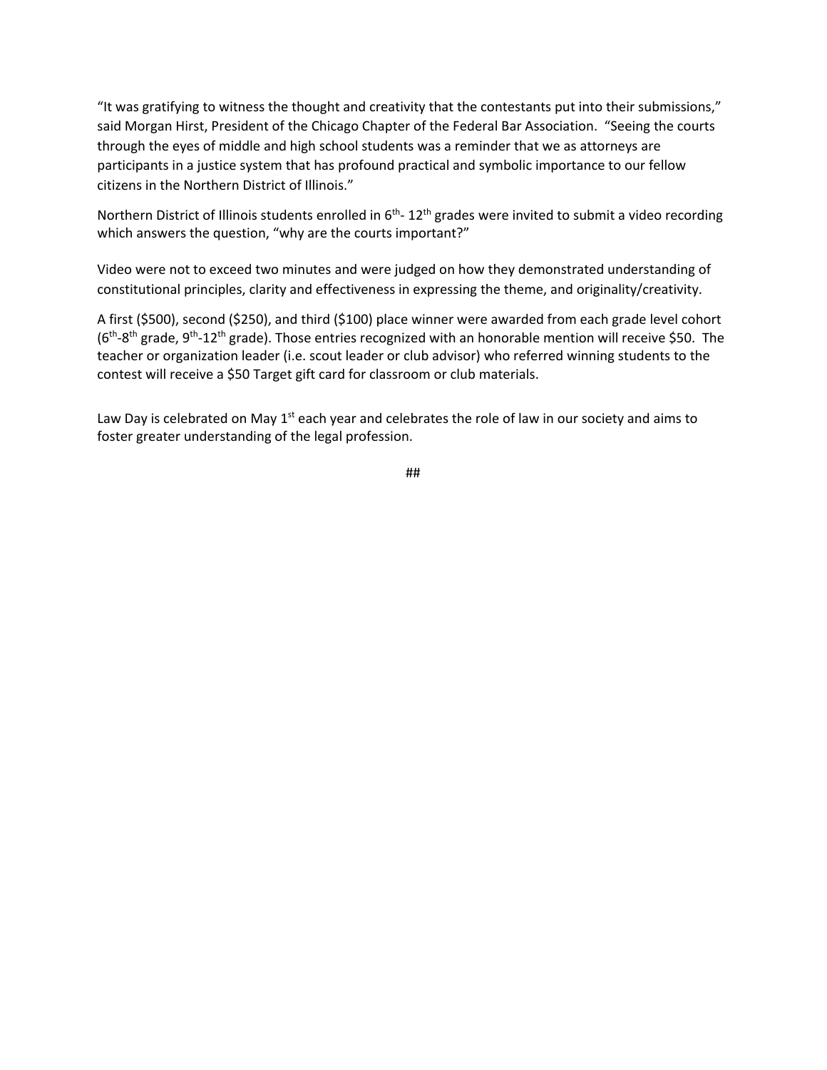"It was gratifying to witness the thought and creativity that the contestants put into their submissions," said Morgan Hirst, President of the Chicago Chapter of the Federal Bar Association. "Seeing the courts through the eyes of middle and high school students was a reminder that we as attorneys are participants in a justice system that has profound practical and symbolic importance to our fellow citizens in the Northern District of Illinois."

Northern District of Illinois students enrolled in 6th- 12th grades were invited to submit a video recording which answers the question, "why are the courts important?"

Video were not to exceed two minutes and were judged on how they demonstrated understanding of constitutional principles, clarity and effectiveness in expressing the theme, and originality/creativity.

A first ($500), second ($250), and third ($100) place winner were awarded from each grade level cohort (6th-8th grade, 9th-12th grade). Those entries recognized with an honorable mention will receive $50. The teacher or organization leader (i.e. scout leader or club advisor) who referred winning students to the contest will receive a $50 Target gift card for classroom or club materials.

Law Day is celebrated on May 1st each year and celebrates the role of law in our society and aims to foster greater understanding of the legal profession.

##